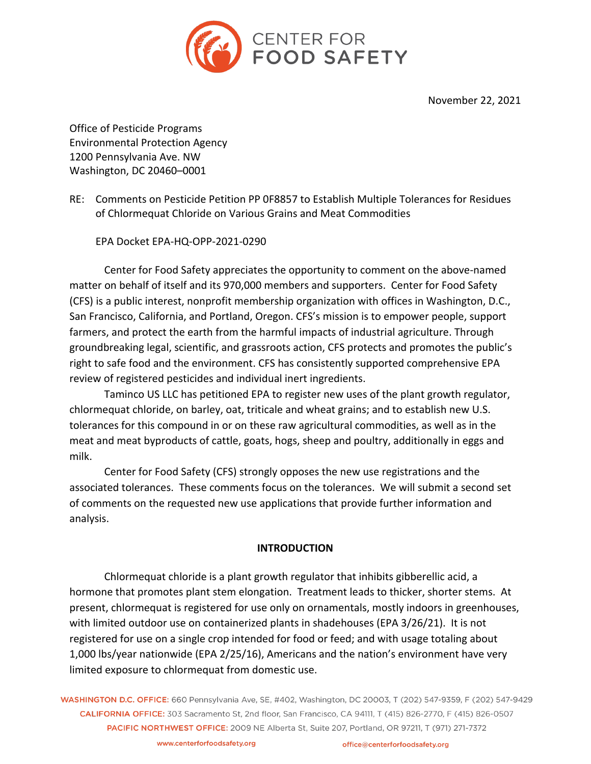CENTER FOR FOOD SAFETY

November 22, 2021

Office of Pesticide Programs
Environmental Protection Agency
1200 Pennsylvania Ave. NW
Washington, DC 20460–0001

RE: Comments on Pesticide Petition PP 0F8857 to Establish Multiple Tolerances for Residues of Chlormequat Chloride on Various Grains and Meat Commodities

EPA Docket EPA-HQ-OPP-2021-0290

Center for Food Safety appreciates the opportunity to comment on the above-named matter on behalf of itself and its 970,000 members and supporters. Center for Food Safety (CFS) is a public interest, nonprofit membership organization with offices in Washington, D.C., San Francisco, California, and Portland, Oregon. CFS's mission is to empower people, support farmers, and protect the earth from the harmful impacts of industrial agriculture. Through groundbreaking legal, scientific, and grassroots action, CFS protects and promotes the public's right to safe food and the environment. CFS has consistently supported comprehensive EPA review of registered pesticides and individual inert ingredients.

Taminco US LLC has petitioned EPA to register new uses of the plant growth regulator, chlormequat chloride, on barley, oat, triticale and wheat grains; and to establish new U.S. tolerances for this compound in or on these raw agricultural commodities, as well as in the meat and meat byproducts of cattle, goats, hogs, sheep and poultry, additionally in eggs and milk.

Center for Food Safety (CFS) strongly opposes the new use registrations and the associated tolerances. These comments focus on the tolerances. We will submit a second set of comments on the requested new use applications that provide further information and analysis.

## INTRODUCTION

Chlormequat chloride is a plant growth regulator that inhibits gibberellic acid, a hormone that promotes plant stem elongation. Treatment leads to thicker, shorter stems. At present, chlormequat is registered for use only on ornamentals, mostly indoors in greenhouses, with limited outdoor use on containerized plants in shadehouses (EPA 3/26/21). It is not registered for use on a single crop intended for food or feed; and with usage totaling about 1,000 lbs/year nationwide (EPA 2/25/16), Americans and the nation's environment have very limited exposure to chlormequat from domestic use.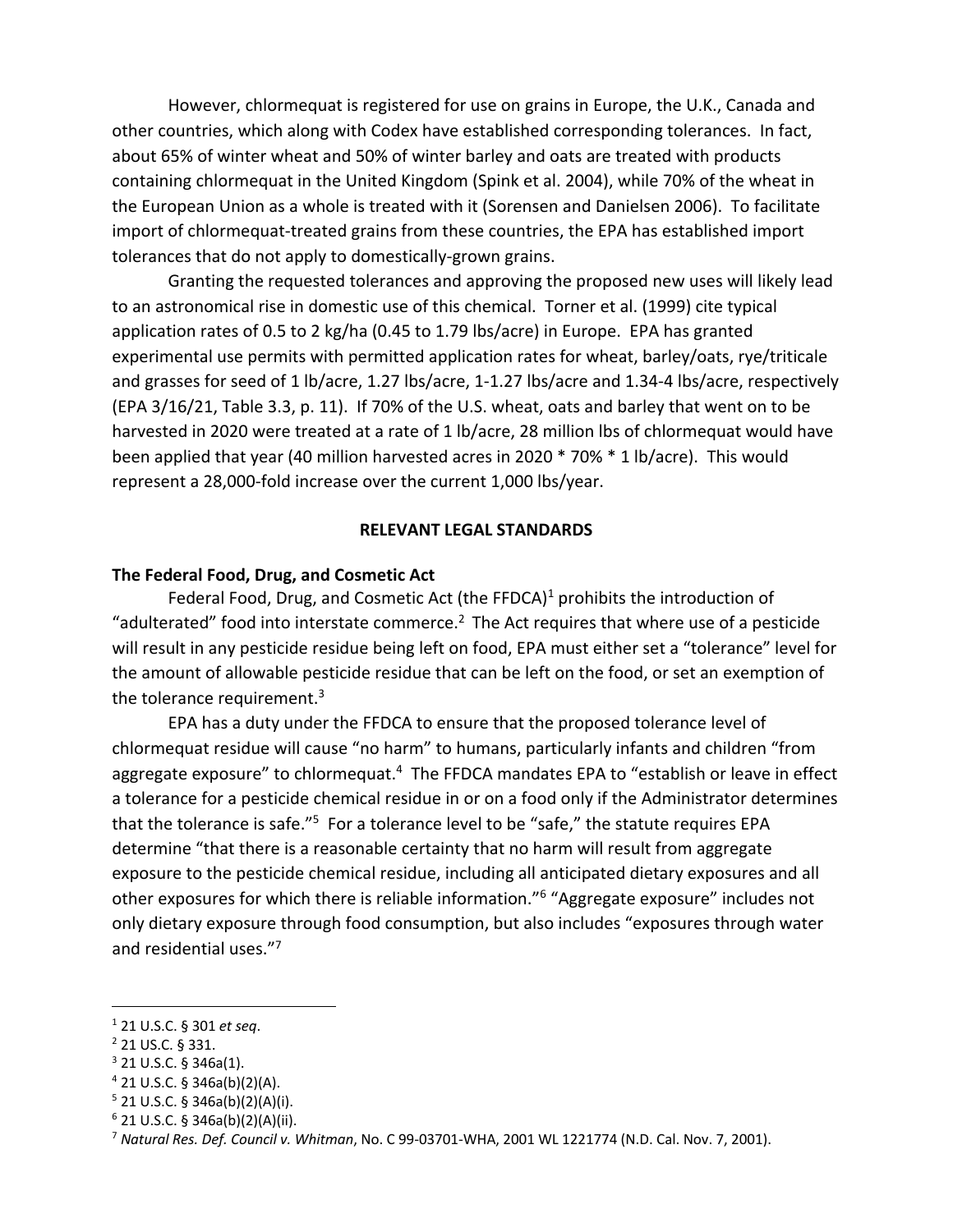However, chlormequat is registered for use on grains in Europe, the U.K., Canada and other countries, which along with Codex have established corresponding tolerances. In fact, about 65% of winter wheat and 50% of winter barley and oats are treated with products containing chlormequat in the United Kingdom (Spink et al. 2004), while 70% of the wheat in the European Union as a whole is treated with it (Sorensen and Danielsen 2006). To facilitate import of chlormequat-treated grains from these countries, the EPA has established import tolerances that do not apply to domestically-grown grains.

Granting the requested tolerances and approving the proposed new uses will likely lead to an astronomical rise in domestic use of this chemical. Torner et al. (1999) cite typical application rates of 0.5 to 2 kg/ha (0.45 to 1.79 lbs/acre) in Europe. EPA has granted experimental use permits with permitted application rates for wheat, barley/oats, rye/triticale and grasses for seed of 1 lb/acre, 1.27 lbs/acre, 1-1.27 lbs/acre and 1.34-4 lbs/acre, respectively (EPA 3/16/21, Table 3.3, p. 11). If 70% of the U.S. wheat, oats and barley that went on to be harvested in 2020 were treated at a rate of 1 lb/acre, 28 million lbs of chlormequat would have been applied that year (40 million harvested acres in 2020 * 70% * 1 lb/acre). This would represent a 28,000-fold increase over the current 1,000 lbs/year.

## RELEVANT LEGAL STANDARDS

### The Federal Food, Drug, and Cosmetic Act

Federal Food, Drug, and Cosmetic Act (the FFDCA)[1] prohibits the introduction of "adulterated" food into interstate commerce.[2] The Act requires that where use of a pesticide will result in any pesticide residue being left on food, EPA must either set a "tolerance" level for the amount of allowable pesticide residue that can be left on the food, or set an exemption of the tolerance requirement.[3]

EPA has a duty under the FFDCA to ensure that the proposed tolerance level of chlormequat residue will cause "no harm" to humans, particularly infants and children "from aggregate exposure" to chlormequat.[4] The FFDCA mandates EPA to "establish or leave in effect a tolerance for a pesticide chemical residue in or on a food only if the Administrator determines that the tolerance is safe."[5] For a tolerance level to be "safe," the statute requires EPA determine "that there is a reasonable certainty that no harm will result from aggregate exposure to the pesticide chemical residue, including all anticipated dietary exposures and all other exposures for which there is reliable information."[6] "Aggregate exposure" includes not only dietary exposure through food consumption, but also includes "exposures through water and residential uses."[7]

---

[1] 21 U.S.C. § 301 *et seq*.

[2] 21 US.C. § 331.

[3] 21 U.S.C. § 346a(1).

[4] 21 U.S.C. § 346a(b)(2)(A).

[5] 21 U.S.C. § 346a(b)(2)(A)(i).

[6] 21 U.S.C. § 346a(b)(2)(A)(ii).

[7] *Natural Res. Def. Council v. Whitman*, No. C 99-03701-WHA, 2001 WL 1221774 (N.D. Cal. Nov. 7, 2001).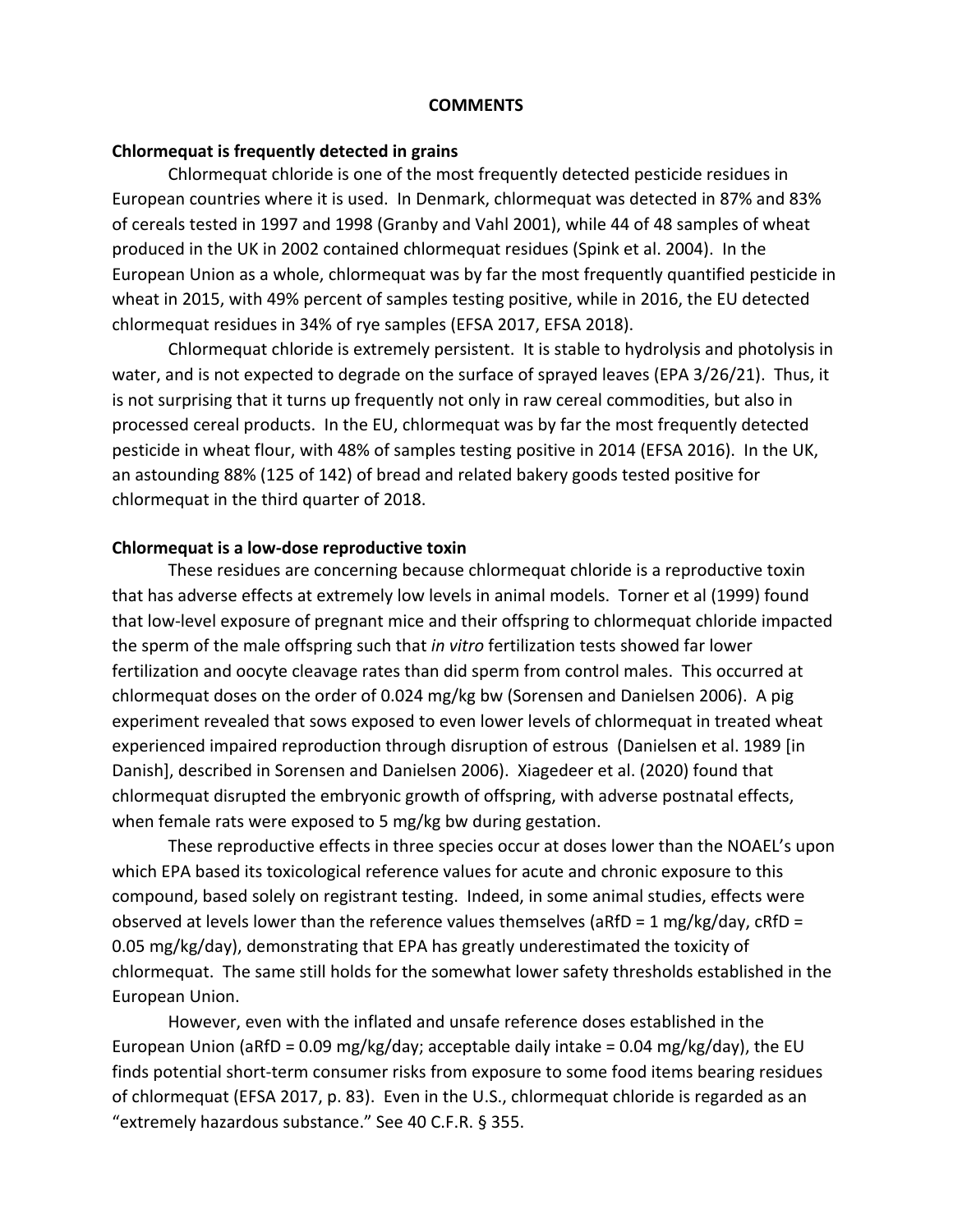# COMMENTS

## Chlormequat is frequently detected in grains

Chlormequat chloride is one of the most frequently detected pesticide residues in European countries where it is used. In Denmark, chlormequat was detected in 87% and 83% of cereals tested in 1997 and 1998 (Granby and Vahl 2001), while 44 of 48 samples of wheat produced in the UK in 2002 contained chlormequat residues (Spink et al. 2004). In the European Union as a whole, chlormequat was by far the most frequently quantified pesticide in wheat in 2015, with 49% percent of samples testing positive, while in 2016, the EU detected chlormequat residues in 34% of rye samples (EFSA 2017, EFSA 2018).

Chlormequat chloride is extremely persistent. It is stable to hydrolysis and photolysis in water, and is not expected to degrade on the surface of sprayed leaves (EPA 3/26/21). Thus, it is not surprising that it turns up frequently not only in raw cereal commodities, but also in processed cereal products. In the EU, chlormequat was by far the most frequently detected pesticide in wheat flour, with 48% of samples testing positive in 2014 (EFSA 2016). In the UK, an astounding 88% (125 of 142) of bread and related bakery goods tested positive for chlormequat in the third quarter of 2018.

## Chlormequat is a low-dose reproductive toxin

These residues are concerning because chlormequat chloride is a reproductive toxin that has adverse effects at extremely low levels in animal models. Torner et al (1999) found that low-level exposure of pregnant mice and their offspring to chlormequat chloride impacted the sperm of the male offspring such that *in vitro* fertilization tests showed far lower fertilization and oocyte cleavage rates than did sperm from control males. This occurred at chlormequat doses on the order of 0.024 mg/kg bw (Sorensen and Danielsen 2006). A pig experiment revealed that sows exposed to even lower levels of chlormequat in treated wheat experienced impaired reproduction through disruption of estrous (Danielsen et al. 1989 [in Danish], described in Sorensen and Danielsen 2006). Xiagedeer et al. (2020) found that chlormequat disrupted the embryonic growth of offspring, with adverse postnatal effects, when female rats were exposed to 5 mg/kg bw during gestation.

These reproductive effects in three species occur at doses lower than the NOAEL's upon which EPA based its toxicological reference values for acute and chronic exposure to this compound, based solely on registrant testing. Indeed, in some animal studies, effects were observed at levels lower than the reference values themselves (aRfD = 1 mg/kg/day, cRfD = 0.05 mg/kg/day), demonstrating that EPA has greatly underestimated the toxicity of chlormequat. The same still holds for the somewhat lower safety thresholds established in the European Union.

However, even with the inflated and unsafe reference doses established in the European Union (aRfD = 0.09 mg/kg/day; acceptable daily intake = 0.04 mg/kg/day), the EU finds potential short-term consumer risks from exposure to some food items bearing residues of chlormequat (EFSA 2017, p. 83). Even in the U.S., chlormequat chloride is regarded as an "extremely hazardous substance." See 40 C.F.R. § 355.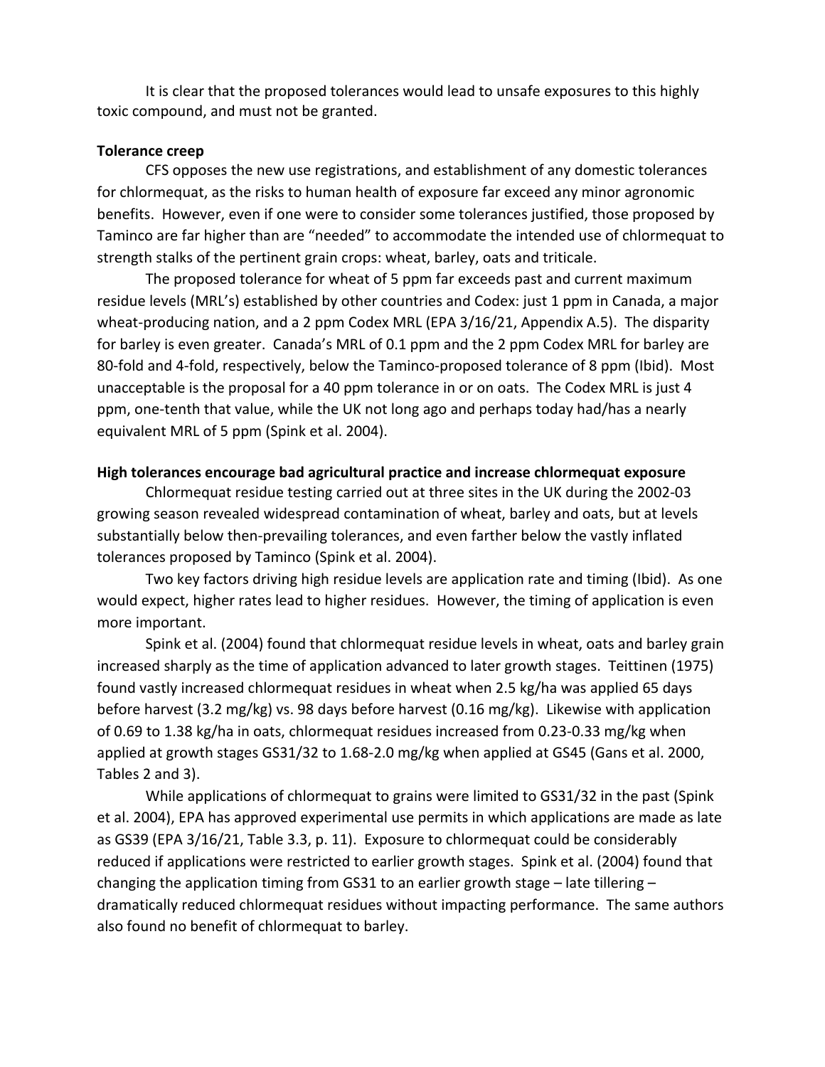It is clear that the proposed tolerances would lead to unsafe exposures to this highly toxic compound, and must not be granted.

**Tolerance creep**

CFS opposes the new use registrations, and establishment of any domestic tolerances for chlormequat, as the risks to human health of exposure far exceed any minor agronomic benefits. However, even if one were to consider some tolerances justified, those proposed by Taminco are far higher than are "needed" to accommodate the intended use of chlormequat to strength stalks of the pertinent grain crops: wheat, barley, oats and triticale.

The proposed tolerance for wheat of 5 ppm far exceeds past and current maximum residue levels (MRL's) established by other countries and Codex: just 1 ppm in Canada, a major wheat-producing nation, and a 2 ppm Codex MRL (EPA 3/16/21, Appendix A.5). The disparity for barley is even greater. Canada's MRL of 0.1 ppm and the 2 ppm Codex MRL for barley are 80-fold and 4-fold, respectively, below the Taminco-proposed tolerance of 8 ppm (Ibid). Most unacceptable is the proposal for a 40 ppm tolerance in or on oats. The Codex MRL is just 4 ppm, one-tenth that value, while the UK not long ago and perhaps today had/has a nearly equivalent MRL of 5 ppm (Spink et al. 2004).

**High tolerances encourage bad agricultural practice and increase chlormequat exposure**

Chlormequat residue testing carried out at three sites in the UK during the 2002-03 growing season revealed widespread contamination of wheat, barley and oats, but at levels substantially below then-prevailing tolerances, and even farther below the vastly inflated tolerances proposed by Taminco (Spink et al. 2004).

Two key factors driving high residue levels are application rate and timing (Ibid). As one would expect, higher rates lead to higher residues. However, the timing of application is even more important.

Spink et al. (2004) found that chlormequat residue levels in wheat, oats and barley grain increased sharply as the time of application advanced to later growth stages. Teittinen (1975) found vastly increased chlormequat residues in wheat when 2.5 kg/ha was applied 65 days before harvest (3.2 mg/kg) vs. 98 days before harvest (0.16 mg/kg). Likewise with application of 0.69 to 1.38 kg/ha in oats, chlormequat residues increased from 0.23-0.33 mg/kg when applied at growth stages GS31/32 to 1.68-2.0 mg/kg when applied at GS45 (Gans et al. 2000, Tables 2 and 3).

While applications of chlormequat to grains were limited to GS31/32 in the past (Spink et al. 2004), EPA has approved experimental use permits in which applications are made as late as GS39 (EPA 3/16/21, Table 3.3, p. 11). Exposure to chlormequat could be considerably reduced if applications were restricted to earlier growth stages. Spink et al. (2004) found that changing the application timing from GS31 to an earlier growth stage – late tillering – dramatically reduced chlormequat residues without impacting performance. The same authors also found no benefit of chlormequat to barley.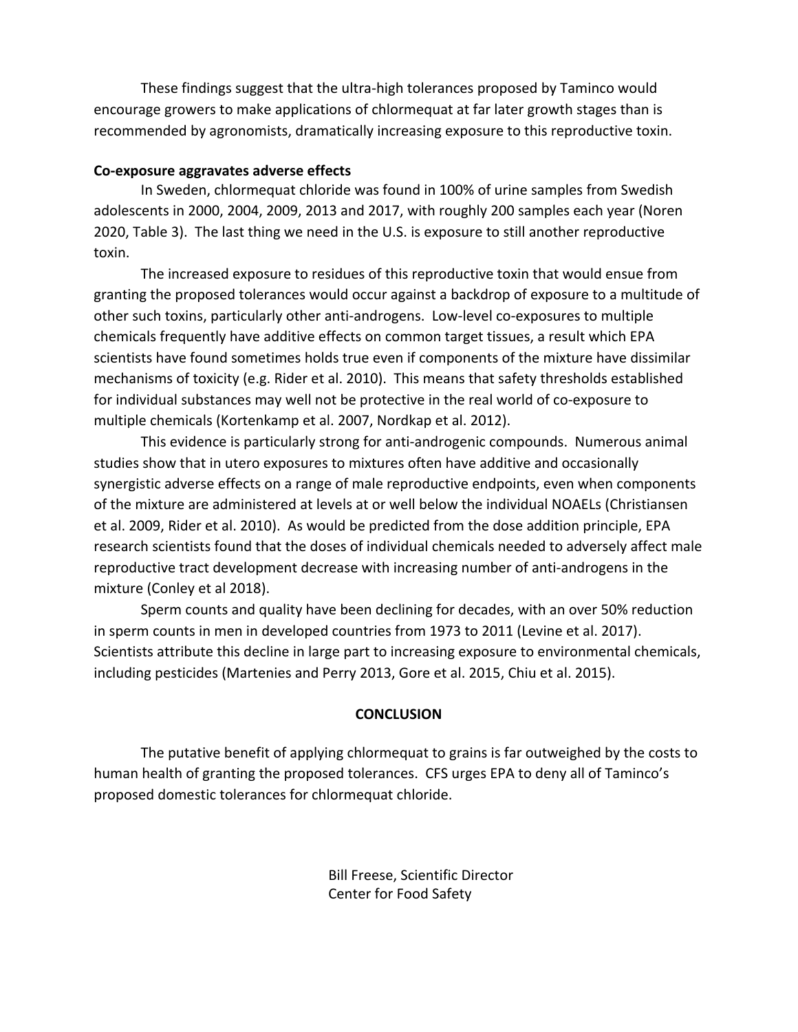These findings suggest that the ultra-high tolerances proposed by Taminco would encourage growers to make applications of chlormequat at far later growth stages than is recommended by agronomists, dramatically increasing exposure to this reproductive toxin.

**Co-exposure aggravates adverse effects**

In Sweden, chlormequat chloride was found in 100% of urine samples from Swedish adolescents in 2000, 2004, 2009, 2013 and 2017, with roughly 200 samples each year (Noren 2020, Table 3). The last thing we need in the U.S. is exposure to still another reproductive toxin.

The increased exposure to residues of this reproductive toxin that would ensue from granting the proposed tolerances would occur against a backdrop of exposure to a multitude of other such toxins, particularly other anti-androgens. Low-level co-exposures to multiple chemicals frequently have additive effects on common target tissues, a result which EPA scientists have found sometimes holds true even if components of the mixture have dissimilar mechanisms of toxicity (e.g. Rider et al. 2010). This means that safety thresholds established for individual substances may well not be protective in the real world of co-exposure to multiple chemicals (Kortenkamp et al. 2007, Nordkap et al. 2012).

This evidence is particularly strong for anti-androgenic compounds. Numerous animal studies show that in utero exposures to mixtures often have additive and occasionally synergistic adverse effects on a range of male reproductive endpoints, even when components of the mixture are administered at levels at or well below the individual NOAELs (Christiansen et al. 2009, Rider et al. 2010). As would be predicted from the dose addition principle, EPA research scientists found that the doses of individual chemicals needed to adversely affect male reproductive tract development decrease with increasing number of anti-androgens in the mixture (Conley et al 2018).

Sperm counts and quality have been declining for decades, with an over 50% reduction in sperm counts in men in developed countries from 1973 to 2011 (Levine et al. 2017). Scientists attribute this decline in large part to increasing exposure to environmental chemicals, including pesticides (Martenies and Perry 2013, Gore et al. 2015, Chiu et al. 2015).

## CONCLUSION

The putative benefit of applying chlormequat to grains is far outweighed by the costs to human health of granting the proposed tolerances. CFS urges EPA to deny all of Taminco's proposed domestic tolerances for chlormequat chloride.

Bill Freese, Scientific Director
Center for Food Safety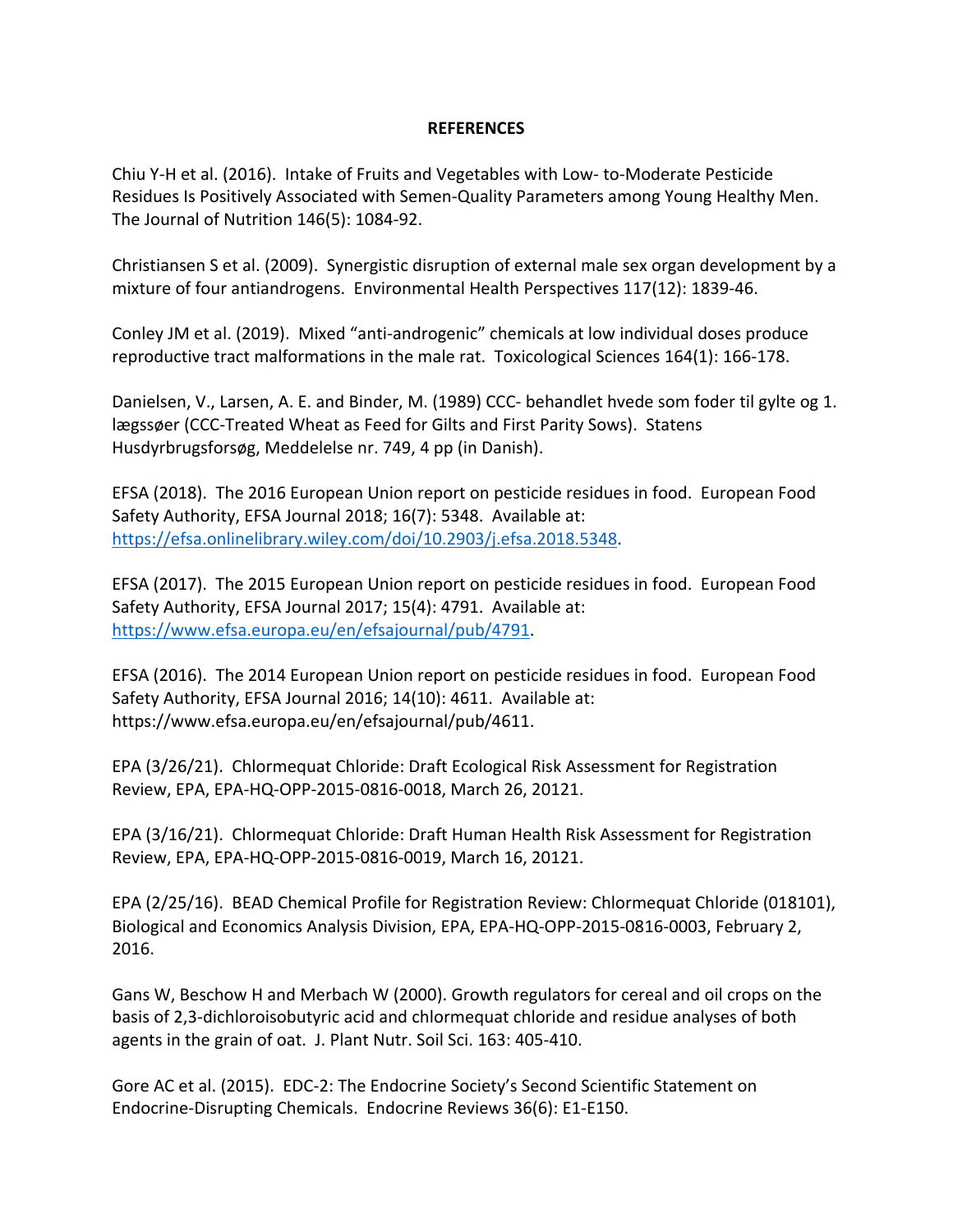**REFERENCES**

Chiu Y-H et al. (2016). Intake of Fruits and Vegetables with Low- to-Moderate Pesticide Residues Is Positively Associated with Semen-Quality Parameters among Young Healthy Men. The Journal of Nutrition 146(5): 1084-92.

Christiansen S et al. (2009). Synergistic disruption of external male sex organ development by a mixture of four antiandrogens. Environmental Health Perspectives 117(12): 1839-46.

Conley JM et al. (2019). Mixed "anti-androgenic" chemicals at low individual doses produce reproductive tract malformations in the male rat. Toxicological Sciences 164(1): 166-178.

Danielsen, V., Larsen, A. E. and Binder, M. (1989) CCC- behandlet hvede som foder til gylte og 1. lægssøer (CCC-Treated Wheat as Feed for Gilts and First Parity Sows). Statens Husdyrbrugsforsøg, Meddelelse nr. 749, 4 pp (in Danish).

EFSA (2018). The 2016 European Union report on pesticide residues in food. European Food Safety Authority, EFSA Journal 2018; 16(7): 5348. Available at: https://efsa.onlinelibrary.wiley.com/doi/10.2903/j.efsa.2018.5348.

EFSA (2017). The 2015 European Union report on pesticide residues in food. European Food Safety Authority, EFSA Journal 2017; 15(4): 4791. Available at: https://www.efsa.europa.eu/en/efsajournal/pub/4791.

EFSA (2016). The 2014 European Union report on pesticide residues in food. European Food Safety Authority, EFSA Journal 2016; 14(10): 4611. Available at: https://www.efsa.europa.eu/en/efsajournal/pub/4611.

EPA (3/26/21). Chlormequat Chloride: Draft Ecological Risk Assessment for Registration Review, EPA, EPA-HQ-OPP-2015-0816-0018, March 26, 20121.

EPA (3/16/21). Chlormequat Chloride: Draft Human Health Risk Assessment for Registration Review, EPA, EPA-HQ-OPP-2015-0816-0019, March 16, 20121.

EPA (2/25/16). BEAD Chemical Profile for Registration Review: Chlormequat Chloride (018101), Biological and Economics Analysis Division, EPA, EPA-HQ-OPP-2015-0816-0003, February 2, 2016.

Gans W, Beschow H and Merbach W (2000). Growth regulators for cereal and oil crops on the basis of 2,3-dichloroisobutyric acid and chlormequat chloride and residue analyses of both agents in the grain of oat. J. Plant Nutr. Soil Sci. 163: 405-410.

Gore AC et al. (2015). EDC-2: The Endocrine Society's Second Scientific Statement on Endocrine-Disrupting Chemicals. Endocrine Reviews 36(6): E1-E150.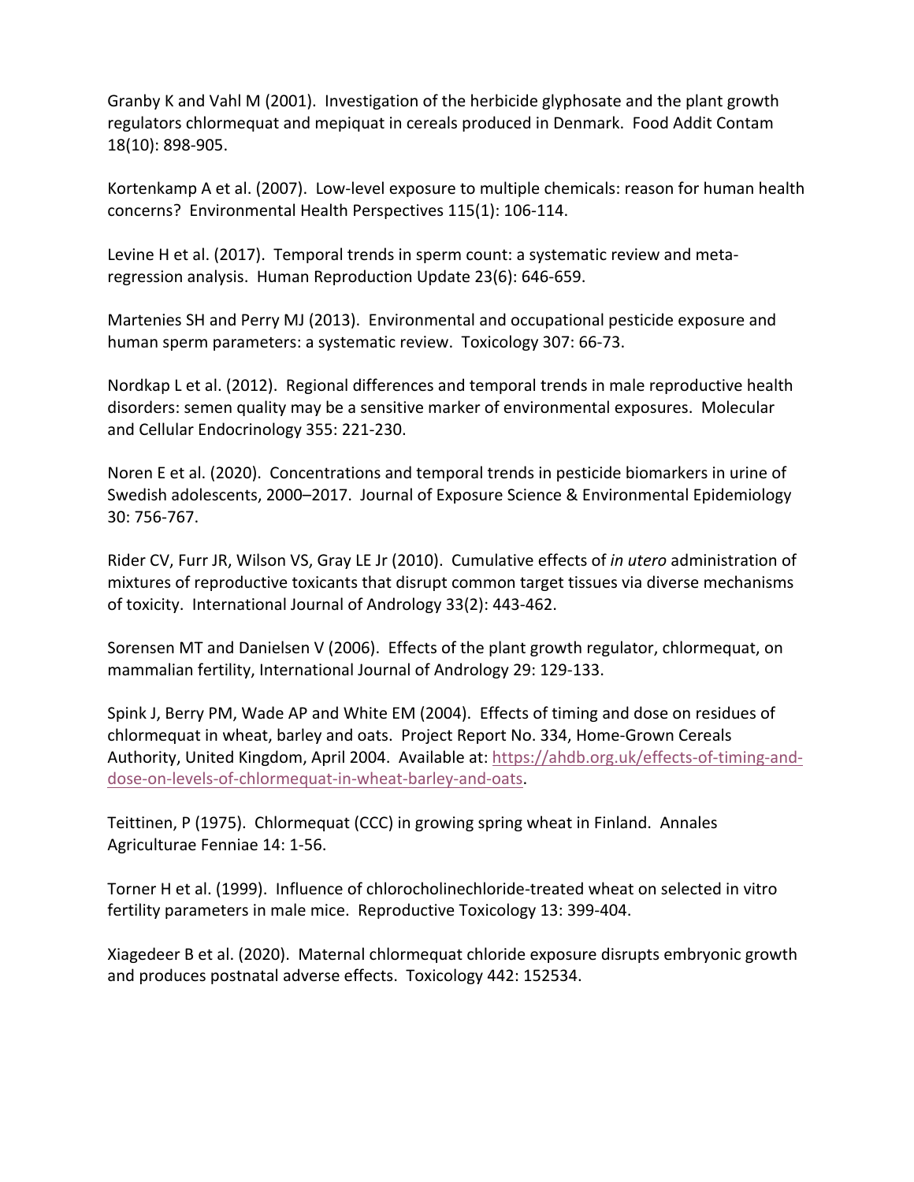Granby K and Vahl M (2001). Investigation of the herbicide glyphosate and the plant growth regulators chlormequat and mepiquat in cereals produced in Denmark. Food Addit Contam 18(10): 898-905.

Kortenkamp A et al. (2007). Low-level exposure to multiple chemicals: reason for human health concerns? Environmental Health Perspectives 115(1): 106-114.

Levine H et al. (2017). Temporal trends in sperm count: a systematic review and meta-regression analysis. Human Reproduction Update 23(6): 646-659.

Martenies SH and Perry MJ (2013). Environmental and occupational pesticide exposure and human sperm parameters: a systematic review. Toxicology 307: 66-73.

Nordkap L et al. (2012). Regional differences and temporal trends in male reproductive health disorders: semen quality may be a sensitive marker of environmental exposures. Molecular and Cellular Endocrinology 355: 221-230.

Noren E et al. (2020). Concentrations and temporal trends in pesticide biomarkers in urine of Swedish adolescents, 2000–2017. Journal of Exposure Science & Environmental Epidemiology 30: 756-767.

Rider CV, Furr JR, Wilson VS, Gray LE Jr (2010). Cumulative effects of *in utero* administration of mixtures of reproductive toxicants that disrupt common target tissues via diverse mechanisms of toxicity. International Journal of Andrology 33(2): 443-462.

Sorensen MT and Danielsen V (2006). Effects of the plant growth regulator, chlormequat, on mammalian fertility, International Journal of Andrology 29: 129-133.

Spink J, Berry PM, Wade AP and White EM (2004). Effects of timing and dose on residues of chlormequat in wheat, barley and oats. Project Report No. 334, Home-Grown Cereals Authority, United Kingdom, April 2004. Available at: https://ahdb.org.uk/effects-of-timing-and-dose-on-levels-of-chlormequat-in-wheat-barley-and-oats.

Teittinen, P (1975). Chlormequat (CCC) in growing spring wheat in Finland. Annales Agriculturae Fenniae 14: 1-56.

Torner H et al. (1999). Influence of chlorocholinechloride-treated wheat on selected in vitro fertility parameters in male mice. Reproductive Toxicology 13: 399-404.

Xiagedeer B et al. (2020). Maternal chlormequat chloride exposure disrupts embryonic growth and produces postnatal adverse effects. Toxicology 442: 152534.